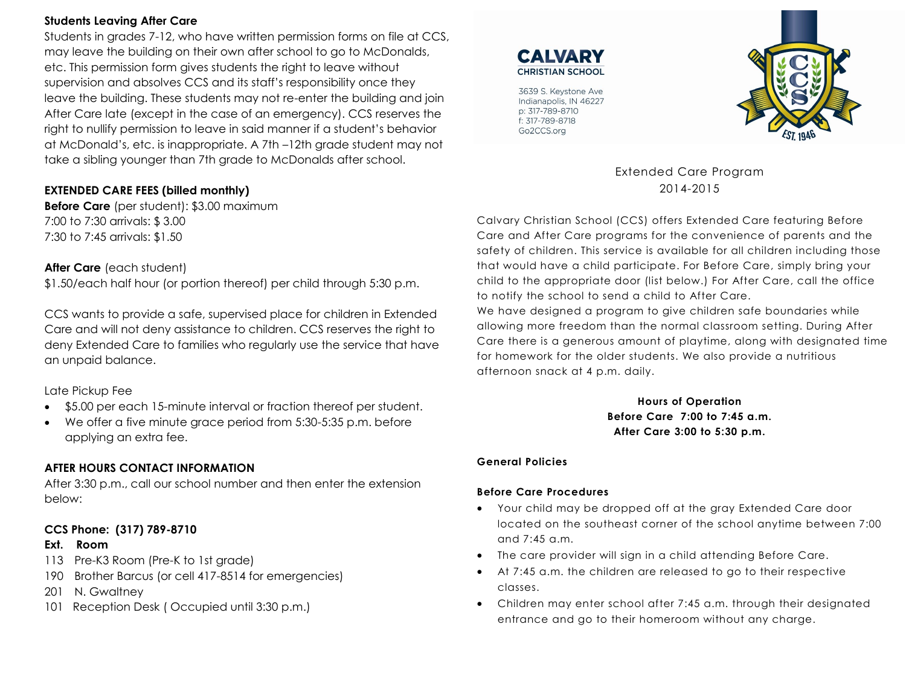**Students Leaving After Care**

Students in grades 7-12, who have written permission forms on file at CCS, may leave the building on their own after school to go to McDonalds, etc. This permission form gives students the right to leave without supervision and absolves CCS and its staff's responsibility once they leave the building. These students may not re-enter the building and join After Care late (except in the case of an emergency). CCS reserves the right to nullify permission to leave in said manner if a student's behavior at McDonald's, etc. is inappropriate. A 7th –12th grade student may not take a sibling younger than 7th grade to McDonalds after school.

**EXTENDED CARE FEES (billed monthly)**

**Before Care** (per student): $3.00 maximum
7:00 to 7:30 arrivals: $ 3.00
7:30 to 7:45 arrivals: $1.50

**After Care** (each student)
$1.50/each half hour (or portion thereof) per child through 5:30 p.m.

CCS wants to provide a safe, supervised place for children in Extended Care and will not deny assistance to children. CCS reserves the right to deny Extended Care to families who regularly use the service that have an unpaid balance.

Late Pickup Fee

- $5.00 per each 15-minute interval or fraction thereof per student.
- We offer a five minute grace period from 5:30-5:35 p.m. before applying an extra fee.

**AFTER HOURS CONTACT INFORMATION**

After 3:30 p.m., call our school number and then enter the extension below:

**CCS Phone: (317) 789-8710**

**Ext. Room**
113 Pre-K3 Room (Pre-K to 1st grade)
190 Brother Barcus (or cell 417-8514 for emergencies)
201 N. Gwaltney
101 Reception Desk ( Occupied until 3:30 p.m.)

**CALVARY**
**CHRISTIAN SCHOOL**

3639 S. Keystone Ave
Indianapolis, IN 46227
p: 317-789-8710
f: 317-789-8718
Go2CCS.org

Extended Care Program
2014-2015

Calvary Christian School (CCS) offers Extended Care featuring Before Care and After Care programs for the convenience of parents and the safety of children. This service is available for all children including those that would have a child participate. For Before Care, simply bring your child to the appropriate door (list below.) For After Care, call the office to notify the school to send a child to After Care.
We have designed a program to give children safe boundaries while allowing more freedom than the normal classroom setting. During After Care there is a generous amount of playtime, along with designated time for homework for the older students. We also provide a nutritious afternoon snack at 4 p.m. daily.

**Hours of Operation**
**Before Care 7:00 to 7:45 a.m.**
**After Care 3:00 to 5:30 p.m.**

**General Policies**

**Before Care Procedures**

- Your child may be dropped off at the gray Extended Care door located on the southeast corner of the school anytime between 7:00 and 7:45 a.m.
- The care provider will sign in a child attending Before Care.
- At 7:45 a.m. the children are released to go to their respective classes.
- Children may enter school after 7:45 a.m. through their designated entrance and go to their homeroom without any charge.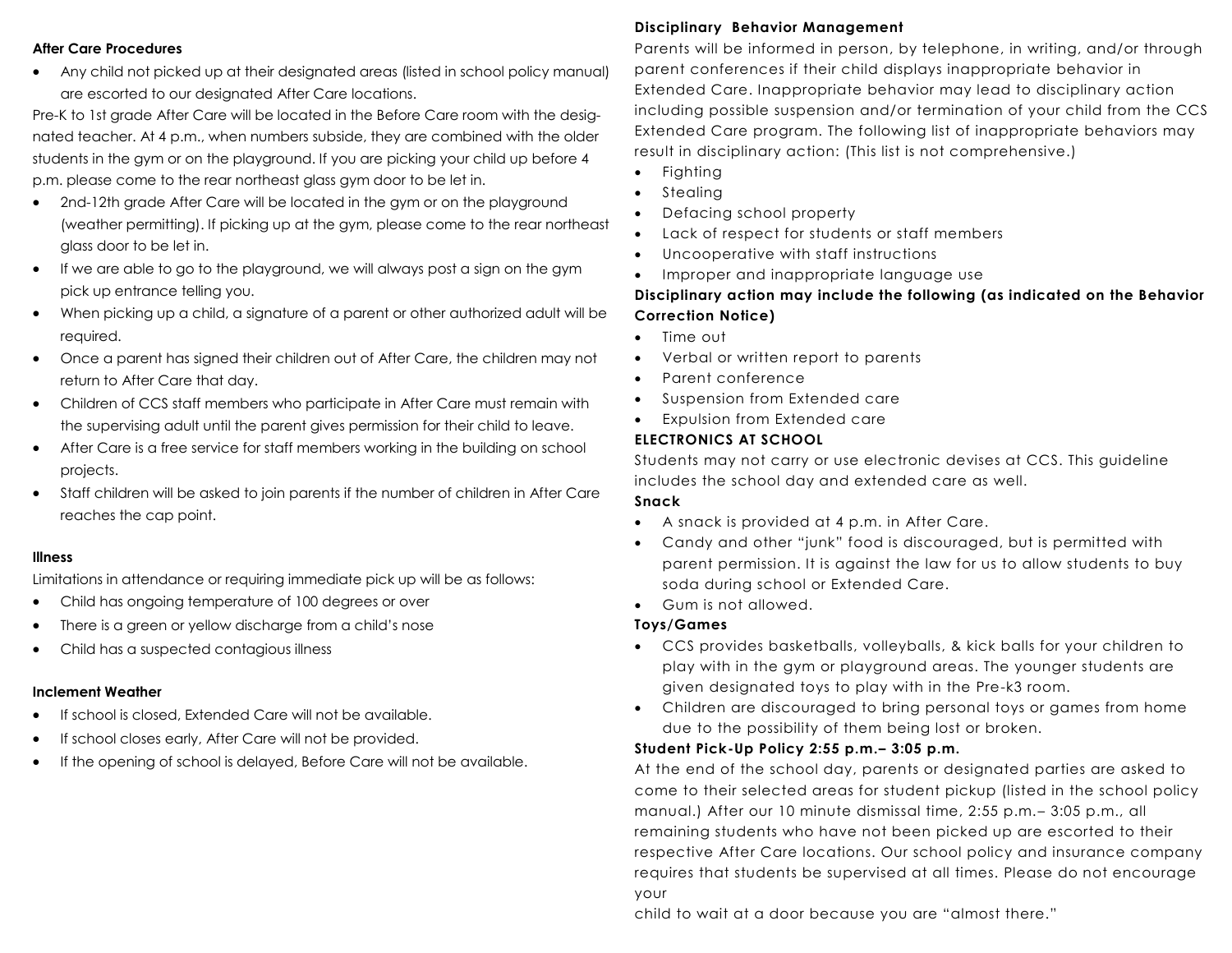**After Care Procedures**

- Any child not picked up at their designated areas (listed in school policy manual) are escorted to our designated After Care locations.

Pre-K to 1st grade After Care will be located in the Before Care room with the designated teacher. At 4 p.m., when numbers subside, they are combined with the older students in the gym or on the playground. If you are picking your child up before 4 p.m. please come to the rear northeast glass gym door to be let in.

- 2nd-12th grade After Care will be located in the gym or on the playground (weather permitting). If picking up at the gym, please come to the rear northeast glass door to be let in.
- If we are able to go to the playground, we will always post a sign on the gym pick up entrance telling you.
- When picking up a child, a signature of a parent or other authorized adult will be required.
- Once a parent has signed their children out of After Care, the children may not return to After Care that day.
- Children of CCS staff members who participate in After Care must remain with the supervising adult until the parent gives permission for their child to leave.
- After Care is a free service for staff members working in the building on school projects.
- Staff children will be asked to join parents if the number of children in After Care reaches the cap point.

**Illness**

Limitations in attendance or requiring immediate pick up will be as follows:

- Child has ongoing temperature of 100 degrees or over
- There is a green or yellow discharge from a child's nose
- Child has a suspected contagious illness

**Inclement Weather**

- If school is closed, Extended Care will not be available.
- If school closes early, After Care will not be provided.
- If the opening of school is delayed, Before Care will not be available.

**Disciplinary Behavior Management**

Parents will be informed in person, by telephone, in writing, and/or through parent conferences if their child displays inappropriate behavior in Extended Care. Inappropriate behavior may lead to disciplinary action including possible suspension and/or termination of your child from the CCS Extended Care program. The following list of inappropriate behaviors may result in disciplinary action: (This list is not comprehensive.)

- Fighting
- Stealing
- Defacing school property
- Lack of respect for students or staff members
- Uncooperative with staff instructions
- Improper and inappropriate language use

**Disciplinary action may include the following (as indicated on the Behavior Correction Notice)**

- Time out
- Verbal or written report to parents
- Parent conference
- Suspension from Extended care
- Expulsion from Extended care

**ELECTRONICS AT SCHOOL**

Students may not carry or use electronic devises at CCS. This guideline includes the school day and extended care as well.

**Snack**

- A snack is provided at 4 p.m. in After Care.
- Candy and other "junk" food is discouraged, but is permitted with parent permission. It is against the law for us to allow students to buy soda during school or Extended Care.
- Gum is not allowed.

**Toys/Games**

- CCS provides basketballs, volleyballs, & kick balls for your children to play with in the gym or playground areas. The younger students are given designated toys to play with in the Pre-k3 room.
- Children are discouraged to bring personal toys or games from home due to the possibility of them being lost or broken.

**Student Pick-Up Policy 2:55 p.m.– 3:05 p.m.**

At the end of the school day, parents or designated parties are asked to come to their selected areas for student pickup (listed in the school policy manual.) After our 10 minute dismissal time, 2:55 p.m.– 3:05 p.m., all remaining students who have not been picked up are escorted to their respective After Care locations. Our school policy and insurance company requires that students be supervised at all times. Please do not encourage your child to wait at a door because you are "almost there."